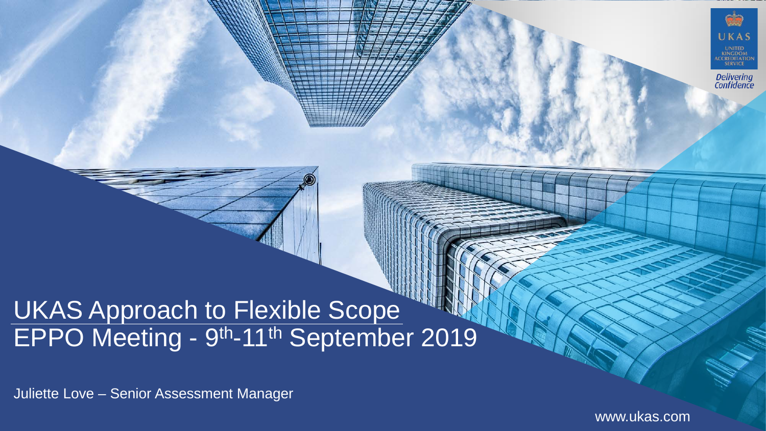# UKAS Approach to Flexible Scope

## EPPO Meeting - 9th-11th September 2019

Juliette Love – Senior Assessment Manager

UKAS
UNITED KINGDOM ACCREDITATION SERVICE
*Delivering Confidence*

www.ukas.com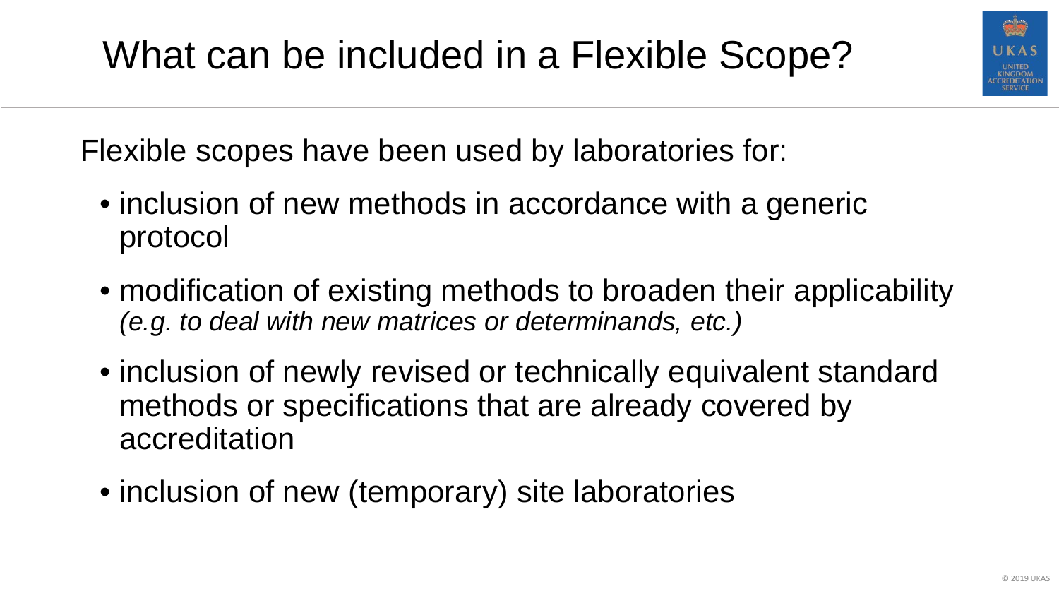# What can be included in a Flexible Scope?

Flexible scopes have been used by laboratories for:

- inclusion of new methods in accordance with a generic protocol
- modification of existing methods to broaden their applicability *(e.g. to deal with new matrices or determinands, etc.)*
- inclusion of newly revised or technically equivalent standard methods or specifications that are already covered by accreditation
- inclusion of new (temporary) site laboratories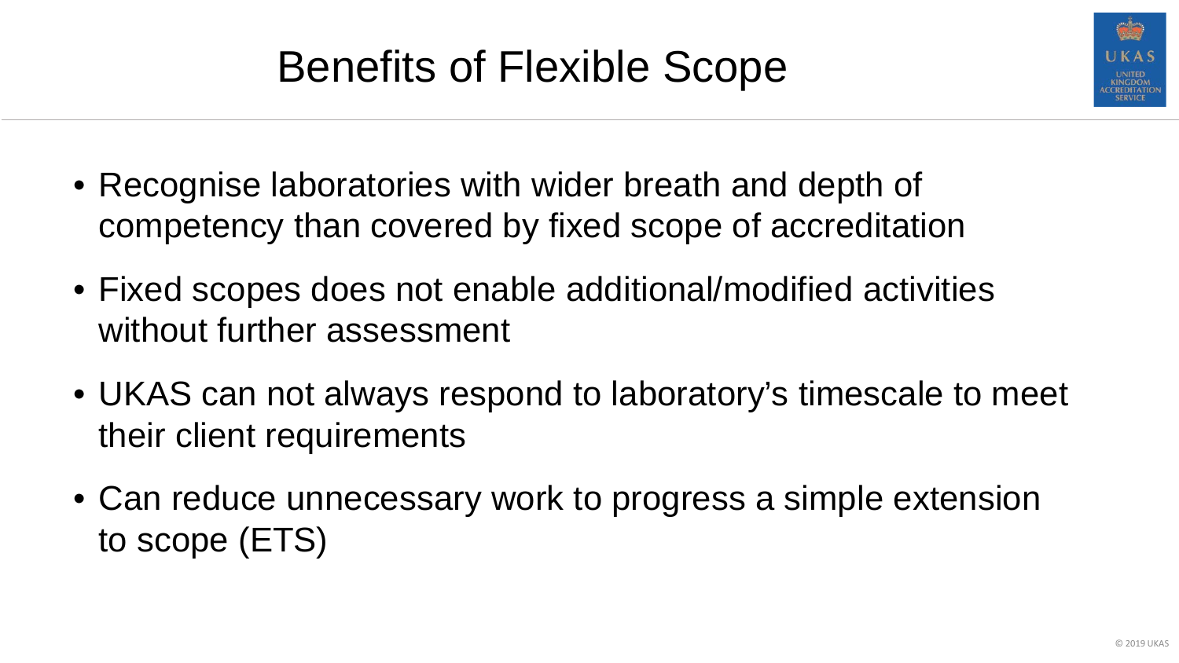# Benefits of Flexible Scope

- Recognise laboratories with wider breath and depth of competency than covered by fixed scope of accreditation
- Fixed scopes does not enable additional/modified activities without further assessment
- UKAS can not always respond to laboratory's timescale to meet their client requirements
- Can reduce unnecessary work to progress a simple extension to scope (ETS)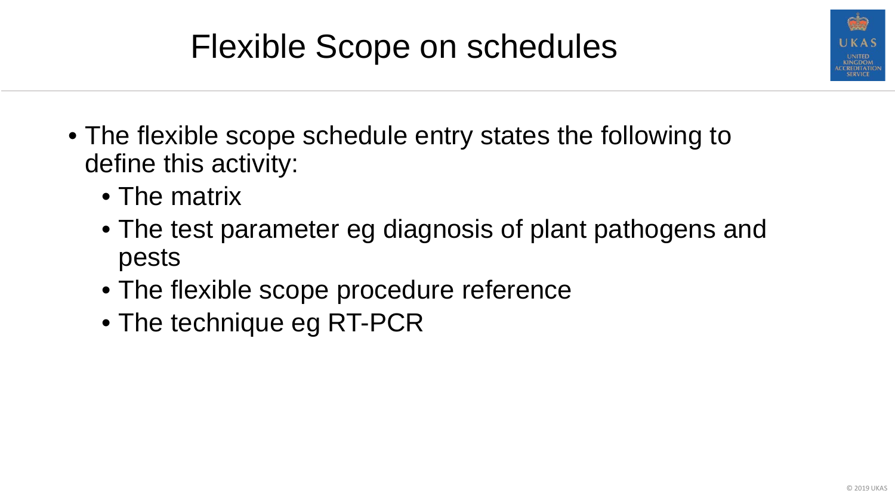# Flexible Scope on schedules

- The flexible scope schedule entry states the following to define this activity:
  - The matrix
  - The test parameter eg diagnosis of plant pathogens and pests
  - The flexible scope procedure reference
  - The technique eg RT-PCR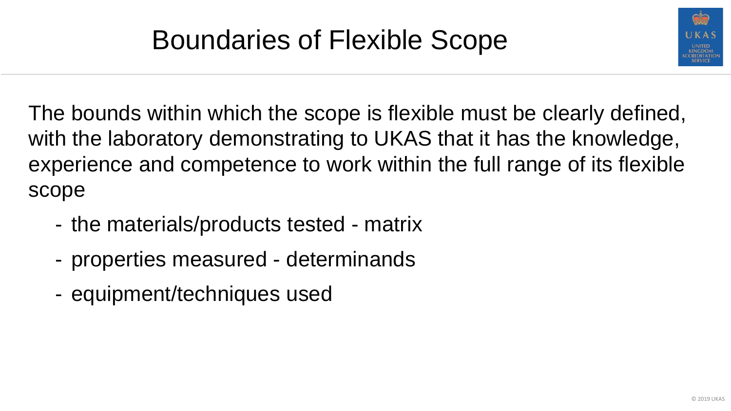# Boundaries of Flexible Scope

The bounds within which the scope is flexible must be clearly defined, with the laboratory demonstrating to UKAS that it has the knowledge, experience and competence to work within the full range of its flexible scope

- the materials/products tested - matrix
- properties measured - determinands
- equipment/techniques used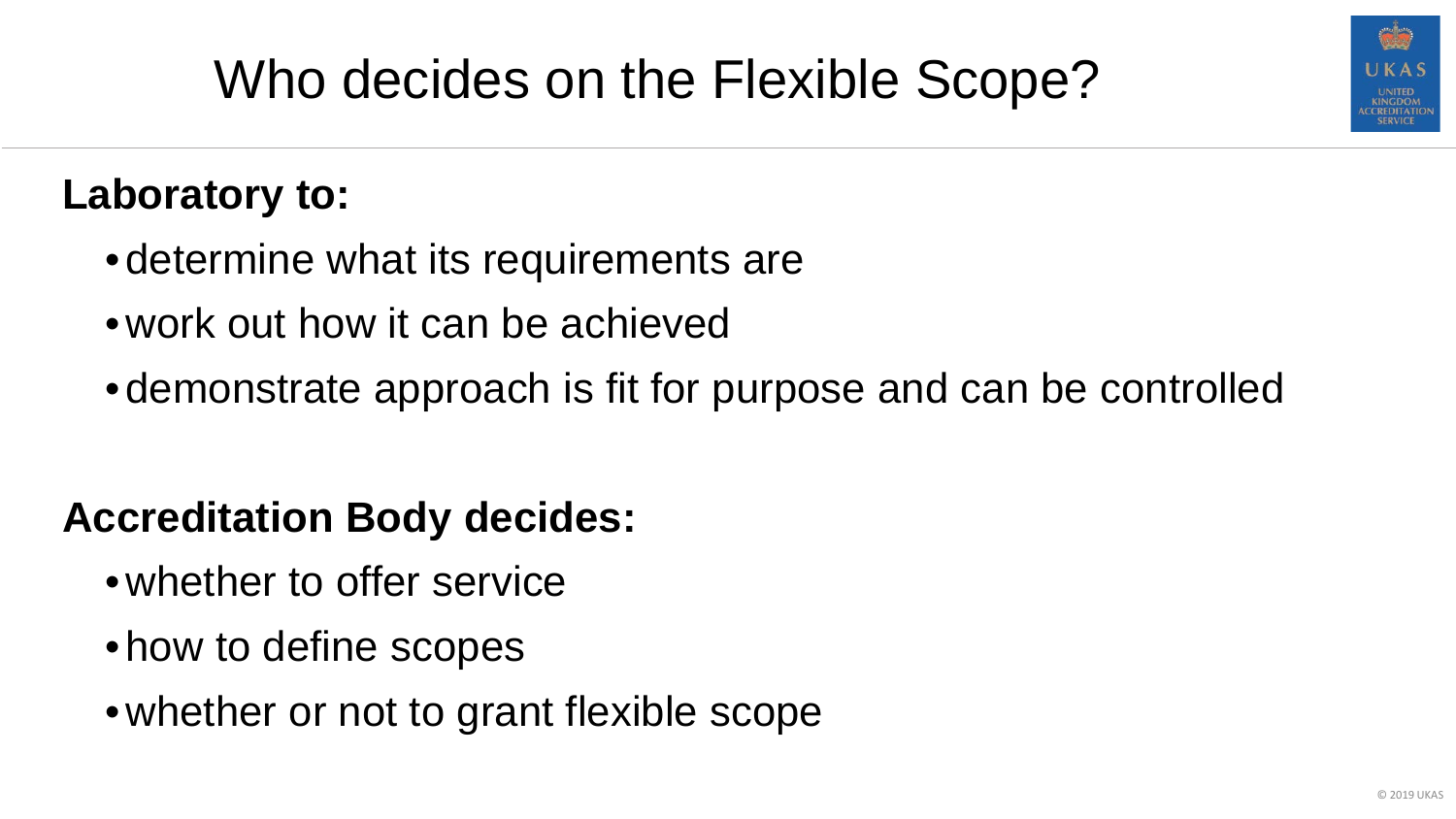# Who decides on the Flexible Scope?

**Laboratory to:**

- determine what its requirements are
- work out how it can be achieved
- demonstrate approach is fit for purpose and can be controlled

**Accreditation Body decides:**

- whether to offer service
- how to define scopes
- whether or not to grant flexible scope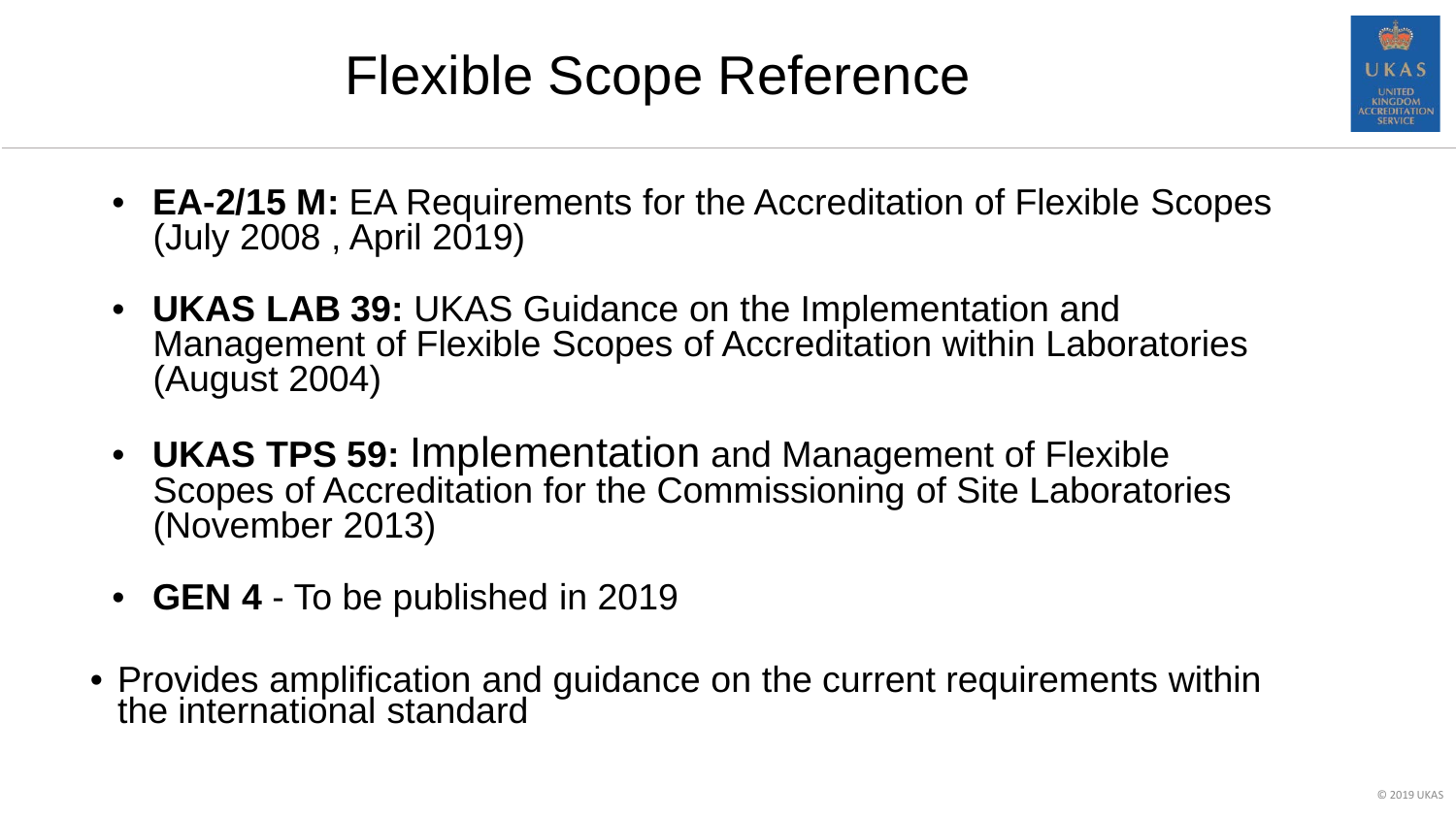# Flexible Scope Reference

- **EA-2/15 M:** EA Requirements for the Accreditation of Flexible Scopes (July 2008 , April 2019)
- **UKAS LAB 39:** UKAS Guidance on the Implementation and Management of Flexible Scopes of Accreditation within Laboratories (August 2004)
- **UKAS TPS 59:** Implementation and Management of Flexible Scopes of Accreditation for the Commissioning of Site Laboratories (November 2013)
- **GEN 4** - To be published in 2019

- Provides amplification and guidance on the current requirements within the international standard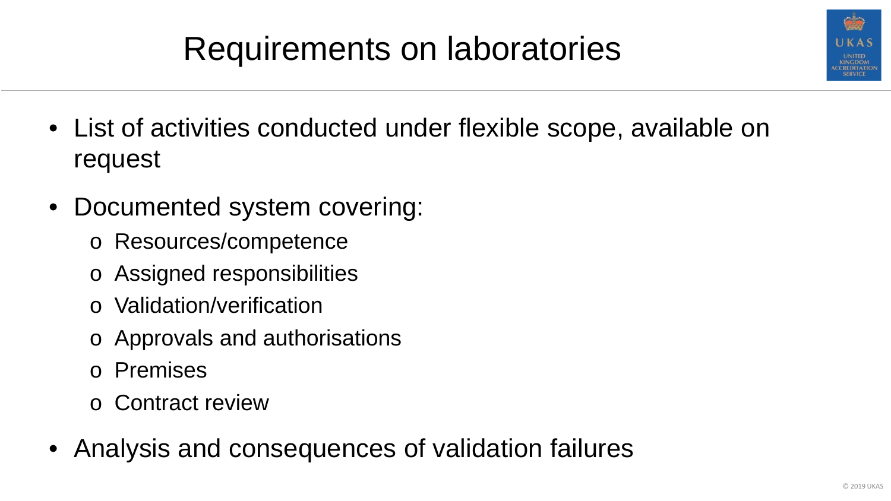# Requirements on laboratories

- List of activities conducted under flexible scope, available on request
- Documented system covering:
  - Resources/competence
  - Assigned responsibilities
  - Validation/verification
  - Approvals and authorisations
  - Premises
  - Contract review
- Analysis and consequences of validation failures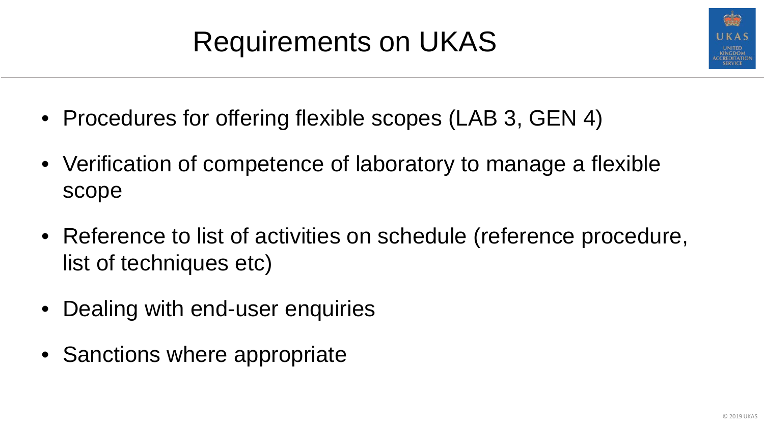# Requirements on UKAS

- Procedures for offering flexible scopes (LAB 3, GEN 4)
- Verification of competence of laboratory to manage a flexible scope
- Reference to list of activities on schedule (reference procedure, list of techniques etc)
- Dealing with end-user enquiries
- Sanctions where appropriate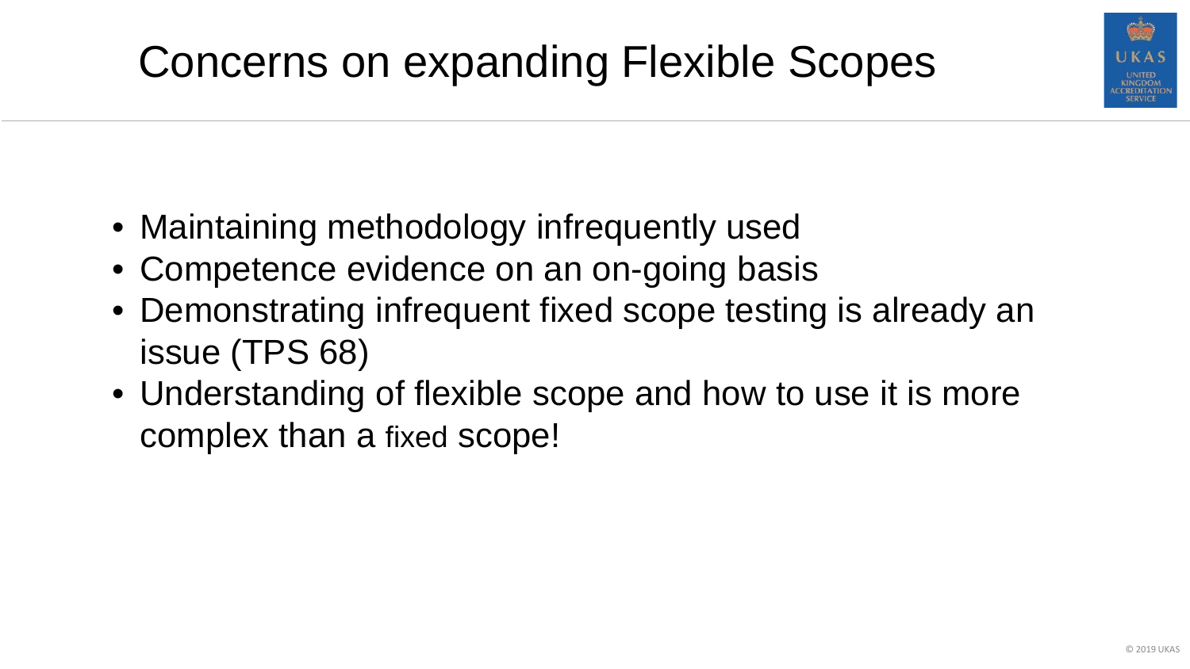# Concerns on expanding Flexible Scopes

- Maintaining methodology infrequently used
- Competence evidence on an on-going basis
- Demonstrating infrequent fixed scope testing is already an issue (TPS 68)
- Understanding of flexible scope and how to use it is more complex than a fixed scope!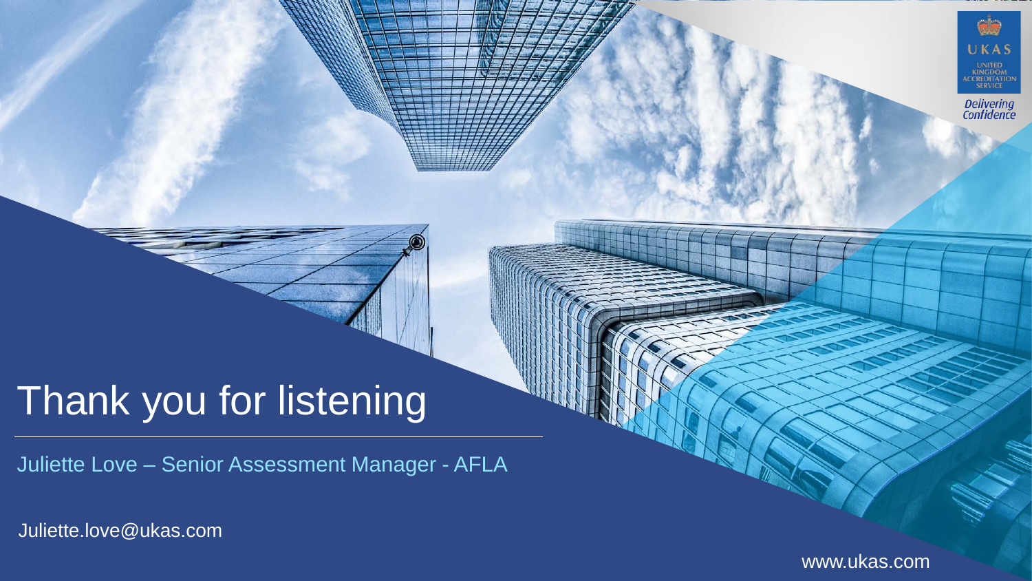# Thank you for listening

Juliette Love – Senior Assessment Manager - AFLA

Juliette.love@ukas.com

www.ukas.com